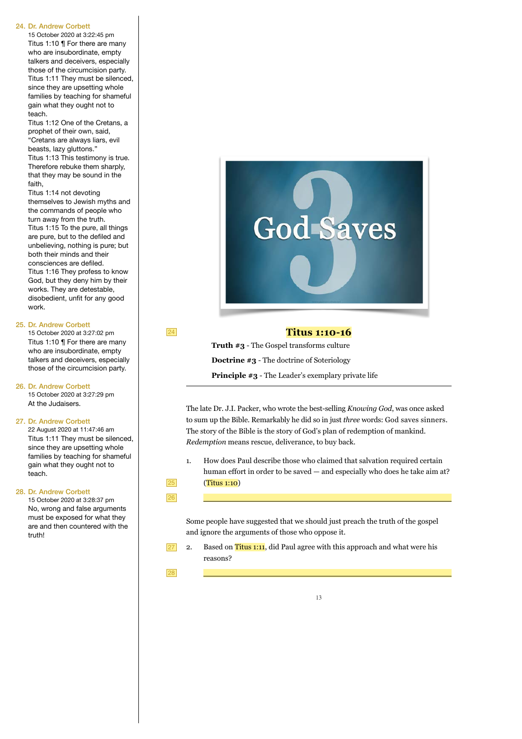## Titus 1:10-16

**Truth #3** - The Gospel transforms culture

**Doctrine #3** - The doctrine of Soteriology

**Principle #3** - The Leader's exemplary private life

---

The late Dr. J.I. Packer, who wrote the best-selling *Knowing God*, was once asked to sum up the Bible. Remarkably he did so in just *three* words: God saves sinners. The story of the Bible is the story of God's plan of redemption of mankind. *Redemption* means rescue, deliverance, to buy back.

1. How does Paul describe those who claimed that salvation required certain human effort in order to be saved — and especially who does he take aim at? (Titus 1:10)

Some people have suggested that we should just preach the truth of the gospel and ignore the arguments of those who oppose it.

2. Based on Titus 1:11, did Paul agree with this approach and what were his reasons?

---

24. Dr. Andrew Corbett
15 October 2020 at 3:22:45 pm
Titus 1:10 ¶ For there are many who are insubordinate, empty talkers and deceivers, especially those of the circumcision party.
Titus 1:11 They must be silenced, since they are upsetting whole families by teaching for shameful gain what they ought not to teach.
Titus 1:12 One of the Cretans, a prophet of their own, said, "Cretans are always liars, evil beasts, lazy gluttons."
Titus 1:13 This testimony is true. Therefore rebuke them sharply, that they may be sound in the faith,
Titus 1:14 not devoting themselves to Jewish myths and the commands of people who turn away from the truth.
Titus 1:15 To the pure, all things are pure, but to the defiled and unbelieving, nothing is pure; but both their minds and their consciences are defiled.
Titus 1:16 They profess to know God, but they deny him by their works. They are detestable, disobedient, unfit for any good work.

25. Dr. Andrew Corbett
15 October 2020 at 3:27:02 pm
Titus 1:10 ¶ For there are many who are insubordinate, empty talkers and deceivers, especially those of the circumcision party.

26. Dr. Andrew Corbett
15 October 2020 at 3:27:29 pm
At the Judaisers.

27. Dr. Andrew Corbett
22 August 2020 at 11:47:46 am
Titus 1:11 They must be silenced, since they are upsetting whole families by teaching for shameful gain what they ought not to teach.

28. Dr. Andrew Corbett
15 October 2020 at 3:28:37 pm
No, wrong and false arguments must be exposed for what they are and then countered with the truth!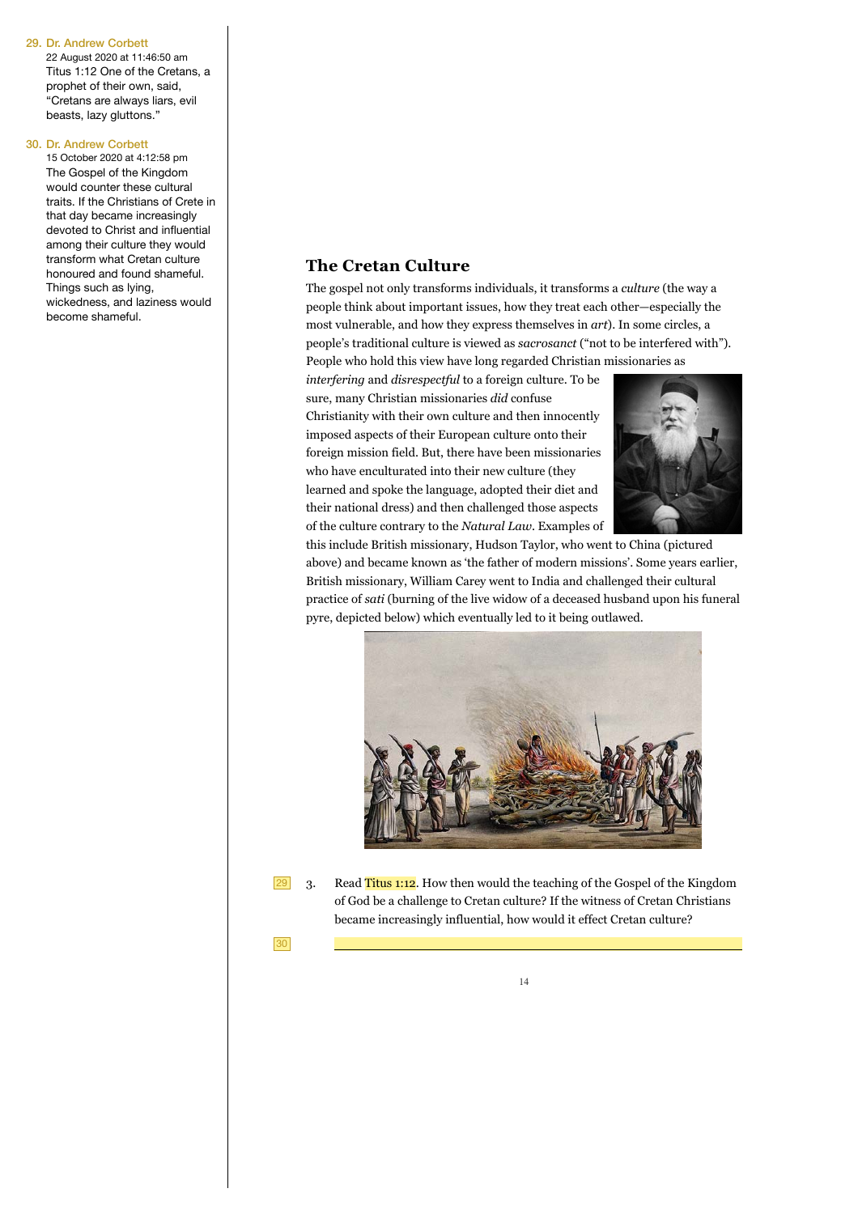## The Cretan Culture

The gospel not only transforms individuals, it transforms a *culture* (the way a people think about important issues, how they treat each other—especially the most vulnerable, and how they express themselves in *art*). In some circles, a people's traditional culture is viewed as *sacrosanct* ("not to be interfered with"). People who hold this view have long regarded Christian missionaries as *interfering* and *disrespectful* to a foreign culture. To be sure, many Christian missionaries *did* confuse Christianity with their own culture and then innocently imposed aspects of their European culture onto their foreign mission field. But, there have been missionaries who have enculturated into their new culture (they learned and spoke the language, adopted their diet and their national dress) and then challenged those aspects of the culture contrary to the *Natural Law*. Examples of this include British missionary, Hudson Taylor, who went to China (pictured above) and became known as 'the father of modern missions'. Some years earlier, British missionary, William Carey went to India and challenged their cultural practice of *sati* (burning of the live widow of a deceased husband upon his funeral pyre, depicted below) which eventually led to it being outlawed.

3. Read Titus 1:12. How then would the teaching of the Gospel of the Kingdom of God be a challenge to Cretan culture? If the witness of Cretan Christians became increasingly influential, how would it effect Cretan culture?

---

29. Dr. Andrew Corbett
22 August 2020 at 11:46:50 am
Titus 1:12 One of the Cretans, a prophet of their own, said, "Cretans are always liars, evil beasts, lazy gluttons."

30. Dr. Andrew Corbett
15 October 2020 at 4:12:58 pm
The Gospel of the Kingdom would counter these cultural traits. If the Christians of Crete in that day became increasingly devoted to Christ and influential among their culture they would transform what Cretan culture honoured and found shameful. Things such as lying, wickedness, and laziness would become shameful.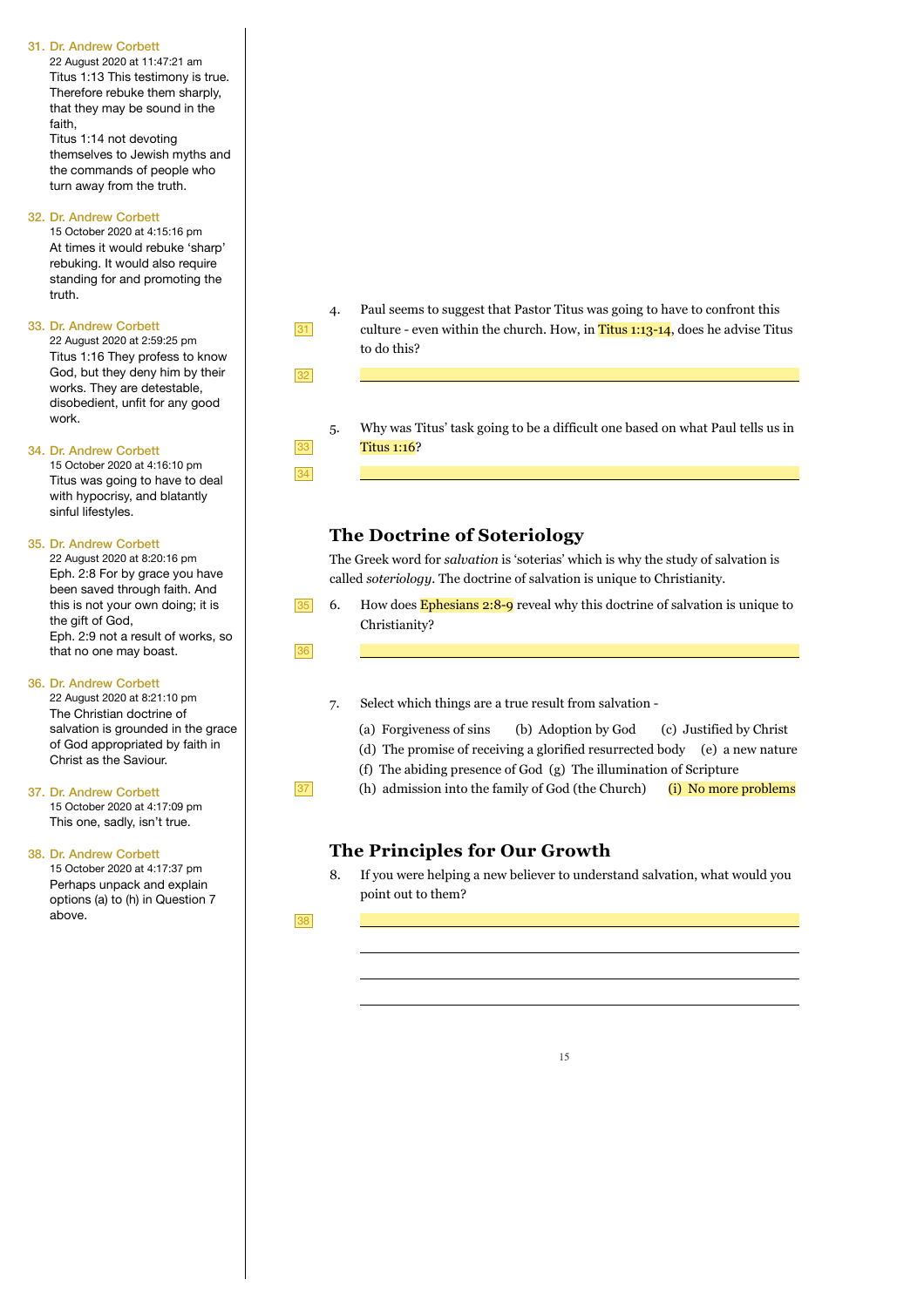4. Paul seems to suggest that Pastor Titus was going to have to confront this culture - even within the church. How, in Titus 1:13-14, does he advise Titus to do this?

   ______________________________________________

5. Why was Titus' task going to be a difficult one based on what Paul tells us in Titus 1:16?

   ______________________________________________

## The Doctrine of Soteriology

The Greek word for *salvation* is 'soterias' which is why the study of salvation is called *soteriology*. The doctrine of salvation is unique to Christianity.

6. How does Ephesians 2:8-9 reveal why this doctrine of salvation is unique to Christianity?

   ______________________________________________

7. Select which things are a true result from salvation -

   (a) Forgiveness of sins  (b) Adoption by God  (c) Justified by Christ
   (d) The promise of receiving a glorified resurrected body  (e) a new nature
   (f) The abiding presence of God  (g) The illumination of Scripture
   (h) admission into the family of God (the Church)  (i) No more problems

## The Principles for Our Growth

8. If you were helping a new believer to understand salvation, what would you point out to them?

   ______________________________________________

   ______________________________________________

   ______________________________________________

   ______________________________________________

---

**Comments:**

31. **Dr. Andrew Corbett**
22 August 2020 at 11:47:21 am
Titus 1:13 This testimony is true. Therefore rebuke them sharply, that they may be sound in the faith,
Titus 1:14 not devoting themselves to Jewish myths and the commands of people who turn away from the truth.

32. **Dr. Andrew Corbett**
15 October 2020 at 4:15:16 pm
At times it would rebuke 'sharp' rebuking. It would also require standing for and promoting the truth.

33. **Dr. Andrew Corbett**
22 August 2020 at 2:59:25 pm
Titus 1:16 They profess to know God, but they deny him by their works. They are detestable, disobedient, unfit for any good work.

34. **Dr. Andrew Corbett**
15 October 2020 at 4:16:10 pm
Titus was going to have to deal with hypocrisy, and blatantly sinful lifestyles.

35. **Dr. Andrew Corbett**
22 August 2020 at 8:20:16 pm
Eph. 2:8 For by grace you have been saved through faith. And this is not your own doing; it is the gift of God,
Eph. 2:9 not a result of works, so that no one may boast.

36. **Dr. Andrew Corbett**
22 August 2020 at 8:21:10 pm
The Christian doctrine of salvation is grounded in the grace of God appropriated by faith in Christ as the Saviour.

37. **Dr. Andrew Corbett**
15 October 2020 at 4:17:09 pm
This one, sadly, isn't true.

38. **Dr. Andrew Corbett**
15 October 2020 at 4:17:37 pm
Perhaps unpack and explain options (a) to (h) in Question 7 above.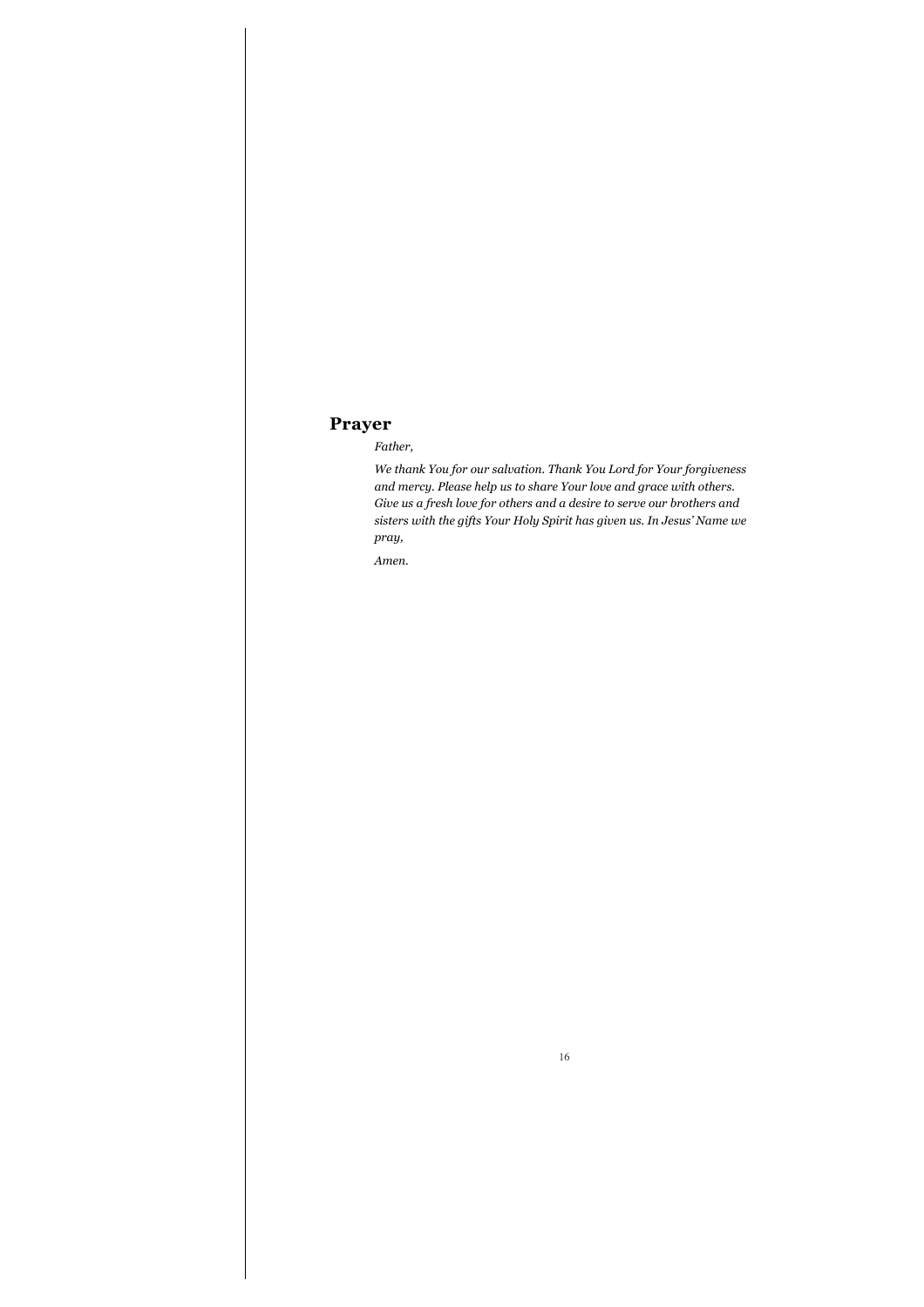## Prayer

*Father,*

*We thank You for our salvation. Thank You Lord for Your forgiveness and mercy. Please help us to share Your love and grace with others. Give us a fresh love for others and a desire to serve our brothers and sisters with the gifts Your Holy Spirit has given us. In Jesus' Name we pray,*

*Amen.*